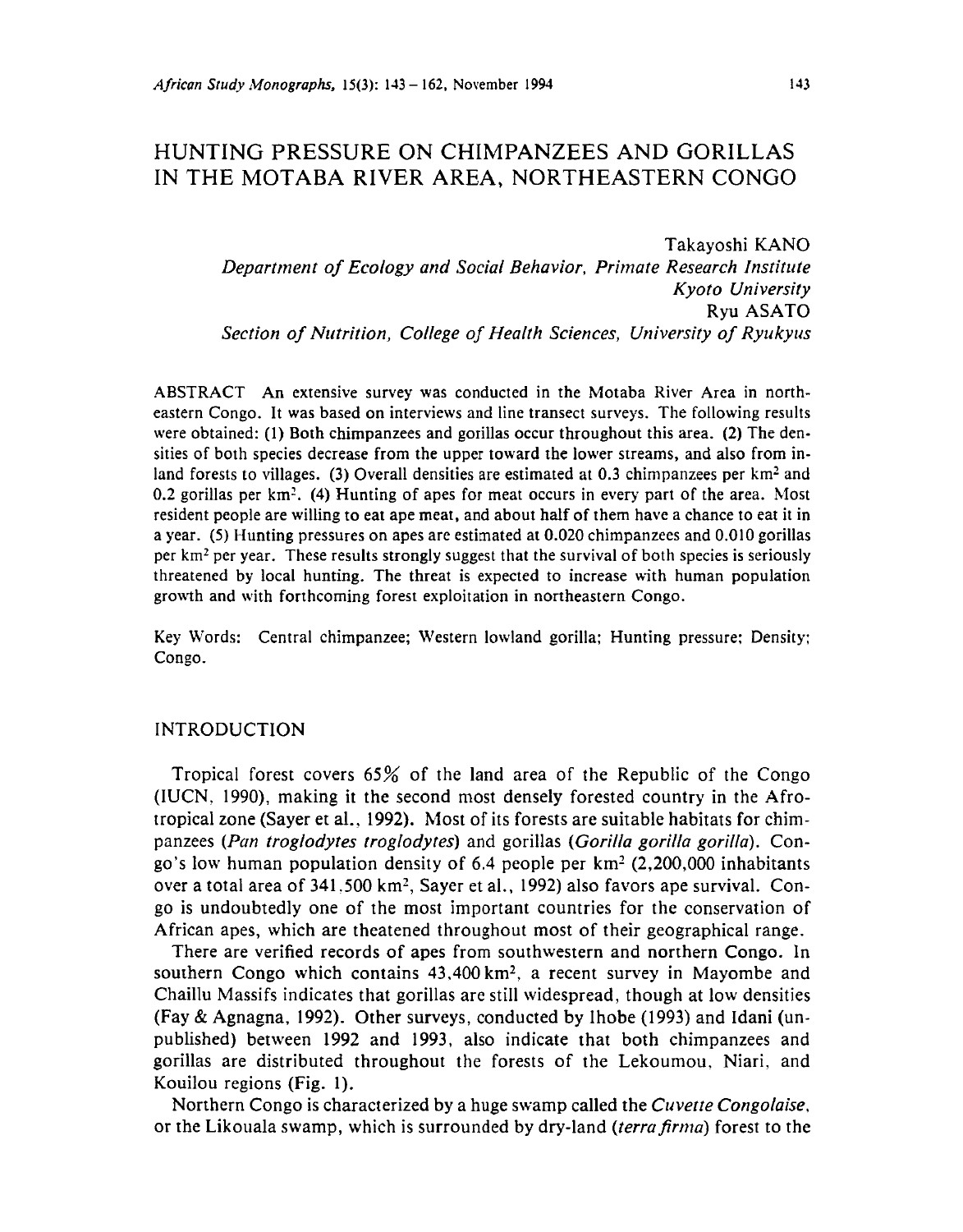# HUNTING PRESSURE ON CHIMPANZEES AND GORILLAS IN THE MOTABA RIVER AREA, NORTHEASTERN CONGO

Takayoshi KANO
*Department of Ecology and Social Behavior, Primate Research Institute*
*Kyoto University*

Ryu ASATO
*Section of Nutrition, College of Health Sciences, University of Ryukyus*

ABSTRACT An extensive survey was conducted in the Motaba River Area in northeastern Congo. It was based on interviews and line transect surveys. The following results were obtained: (1) Both chimpanzees and gorillas occur throughout this area. (2) The densities of both species decrease from the upper toward the lower streams, and also from inland forests to villages. (3) Overall densities are estimated at 0.3 chimpanzees per km$^2$ and 0.2 gorillas per km$^2$. (4) Hunting of apes for meat occurs in every part of the area. Most resident people are willing to eat ape meat, and about half of them have a chance to eat it in a year. (5) Hunting pressures on apes are estimated at 0.020 chimpanzees and 0.010 gorillas per km$^2$ per year. These results strongly suggest that the survival of both species is seriously threatened by local hunting. The threat is expected to increase with human population growth and with forthcoming forest exploitation in northeastern Congo.

Key Words: Central chimpanzee; Western lowland gorilla; Hunting pressure; Density; Congo.

## INTRODUCTION

Tropical forest covers 65% of the land area of the Republic of the Congo (IUCN, 1990), making it the second most densely forested country in the Afrotropical zone (Sayer et al., 1992). Most of its forests are suitable habitats for chimpanzees (*Pan troglodytes troglodytes*) and gorillas (*Gorilla gorilla gorilla*). Congo's low human population density of 6.4 people per km$^2$ (2,200,000 inhabitants over a total area of 341,500 km$^2$, Sayer et al., 1992) also favors ape survival. Congo is undoubtedly one of the most important countries for the conservation of African apes, which are theatened throughout most of their geographical range.

There are verified records of apes from southwestern and northern Congo. In southern Congo which contains 43,400 km$^2$, a recent survey in Mayombe and Chaillu Massifs indicates that gorillas are still widespread, though at low densities (Fay & Agnagna, 1992). Other surveys, conducted by Ihobe (1993) and Idani (unpublished) between 1992 and 1993, also indicate that both chimpanzees and gorillas are distributed throughout the forests of the Lekoumou, Niari, and Kouilou regions (Fig. 1).

Northern Congo is characterized by a huge swamp called the *Cuvette Congolaise*, or the Likouala swamp, which is surrounded by dry-land (*terra firma*) forest to the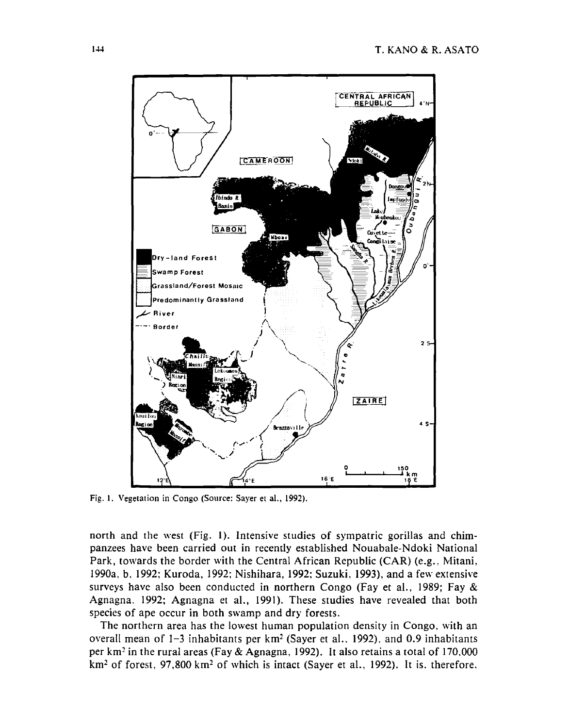Fig. 1. Vegetation in Congo (Source: Sayer et al., 1992).

north and the west (Fig. 1). Intensive studies of sympatric gorillas and chimpanzees have been carried out in recently established Nouabale-Ndoki National Park, towards the border with the Central African Republic (CAR) (e.g., Mitani, 1990a, b, 1992; Kuroda, 1992; Nishihara, 1992; Suzuki, 1993), and a few extensive surveys have also been conducted in northern Congo (Fay et al., 1989; Fay & Agnagna, 1992; Agnagna et al., 1991). These studies have revealed that both species of ape occur in both swamp and dry forests.

The northern area has the lowest human population density in Congo, with an overall mean of 1–3 inhabitants per km$^2$ (Sayer et al., 1992), and 0.9 inhabitants per km$^2$ in the rural areas (Fay & Agnagna, 1992). It also retains a total of 170,000 km$^2$ of forest, 97,800 km$^2$ of which is intact (Sayer et al., 1992). It is, therefore,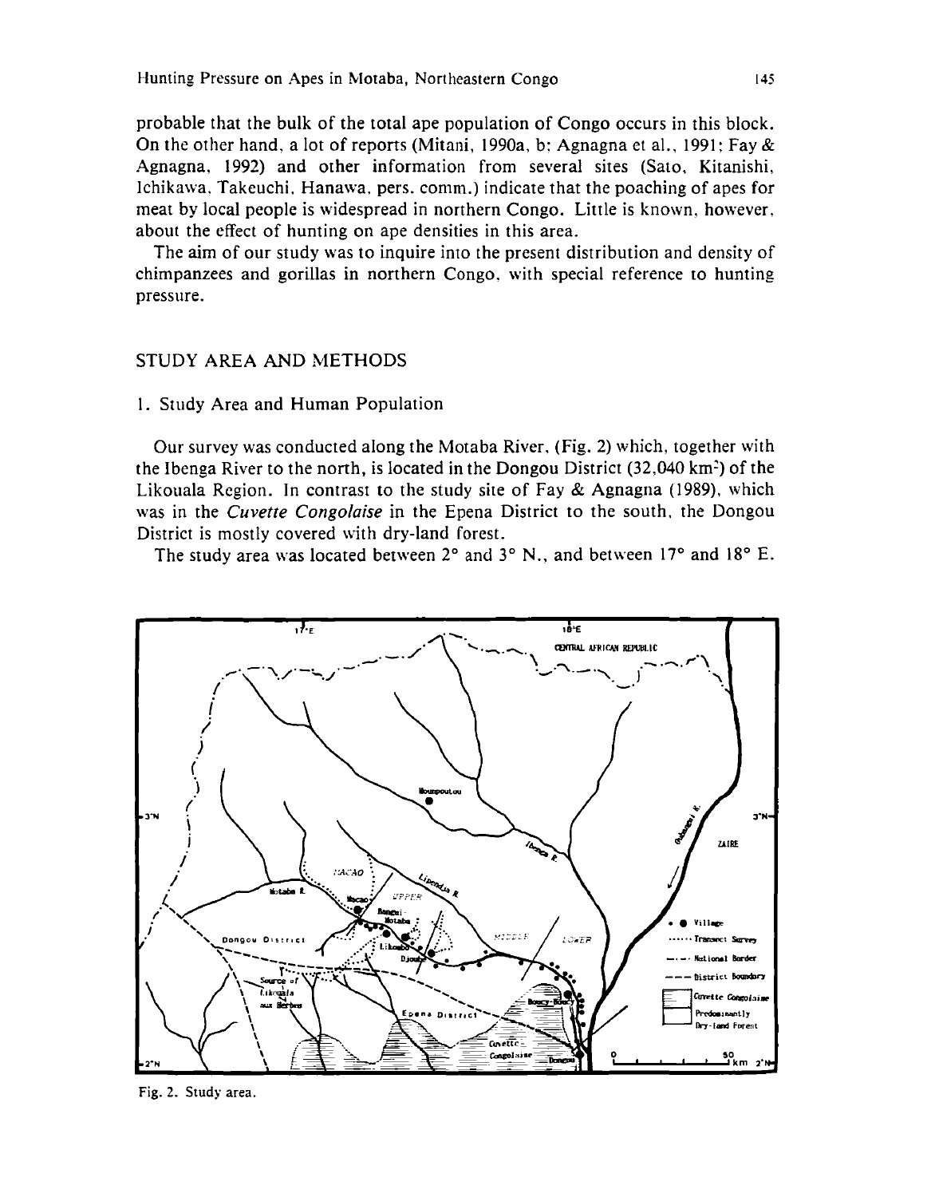probable that the bulk of the total ape population of Congo occurs in this block. On the other hand, a lot of reports (Mitani, 1990a, b; Agnagna et al., 1991; Fay & Agnagna, 1992) and other information from several sites (Sato, Kitanishi, Ichikawa, Takeuchi, Hanawa, pers. comm.) indicate that the poaching of apes for meat by local people is widespread in northern Congo. Little is known, however, about the effect of hunting on ape densities in this area.

The aim of our study was to inquire into the present distribution and density of chimpanzees and gorillas in northern Congo, with special reference to hunting pressure.

## STUDY AREA AND METHODS

### 1. Study Area and Human Population

Our survey was conducted along the Motaba River, (Fig. 2) which, together with the Ibenga River to the north, is located in the Dongou District (32,040 km$^2$) of the Likouala Region. In contrast to the study site of Fay & Agnagna (1989), which was in the *Cuvette Congolaise* in the Epena District to the south, the Dongou District is mostly covered with dry-land forest.

The study area was located between 2° and 3° N., and between 17° and 18° E.

Fig. 2. Study area.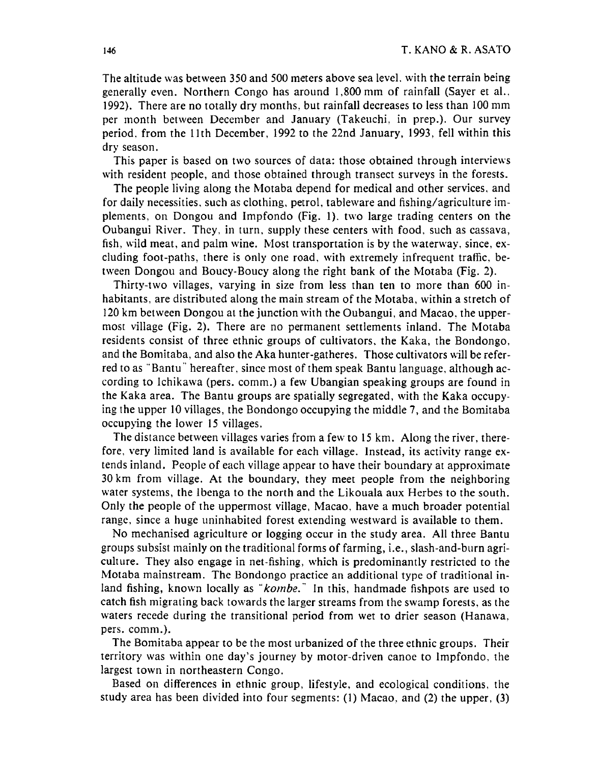The altitude was between 350 and 500 meters above sea level, with the terrain being generally even. Northern Congo has around 1,800 mm of rainfall (Sayer et al., 1992). There are no totally dry months, but rainfall decreases to less than 100 mm per month between December and January (Takeuchi, in prep.). Our survey period, from the 11th December, 1992 to the 22nd January, 1993, fell within this dry season.

This paper is based on two sources of data: those obtained through interviews with resident people, and those obtained through transect surveys in the forests.

The people living along the Motaba depend for medical and other services, and for daily necessities, such as clothing, petrol, tableware and fishing/agriculture implements, on Dongou and Impfondo (Fig. 1), two large trading centers on the Oubangui River. They, in turn, supply these centers with food, such as cassava, fish, wild meat, and palm wine. Most transportation is by the waterway, since, excluding foot-paths, there is only one road, with extremely infrequent traffic, between Dongou and Boucy-Boucy along the right bank of the Motaba (Fig. 2).

Thirty-two villages, varying in size from less than ten to more than 600 inhabitants, are distributed along the main stream of the Motaba, within a stretch of 120 km between Dongou at the junction with the Oubangui, and Macao, the uppermost village (Fig. 2). There are no permanent settlements inland. The Motaba residents consist of three ethnic groups of cultivators, the Kaka, the Bondongo, and the Bomitaba, and also the Aka hunter-gatheres. Those cultivators will be referred to as "Bantu" hereafter, since most of them speak Bantu language, although according to Ichikawa (pers. comm.) a few Ubangian speaking groups are found in the Kaka area. The Bantu groups are spatially segregated, with the Kaka occupying the upper 10 villages, the Bondongo occupying the middle 7, and the Bomitaba occupying the lower 15 villages.

The distance between villages varies from a few to 15 km. Along the river, therefore, very limited land is available for each village. Instead, its activity range extends inland. People of each village appear to have their boundary at approximate 30 km from village. At the boundary, they meet people from the neighboring water systems, the Ibenga to the north and the Likouala aux Herbes to the south. Only the people of the uppermost village, Macao, have a much broader potential range, since a huge uninhabited forest extending westward is available to them.

No mechanised agriculture or logging occur in the study area. All three Bantu groups subsist mainly on the traditional forms of farming, i.e., slash-and-burn agriculture. They also engage in net-fishing, which is predominantly restricted to the Motaba mainstream. The Bondongo practice an additional type of traditional inland fishing, known locally as "*kombe*." In this, handmade fishpots are used to catch fish migrating back towards the larger streams from the swamp forests, as the waters recede during the transitional period from wet to drier season (Hanawa, pers. comm.).

The Bomitaba appear to be the most urbanized of the three ethnic groups. Their territory was within one day's journey by motor-driven canoe to Impfondo, the largest town in northeastern Congo.

Based on differences in ethnic group, lifestyle, and ecological conditions, the study area has been divided into four segments: (1) Macao, and (2) the upper, (3)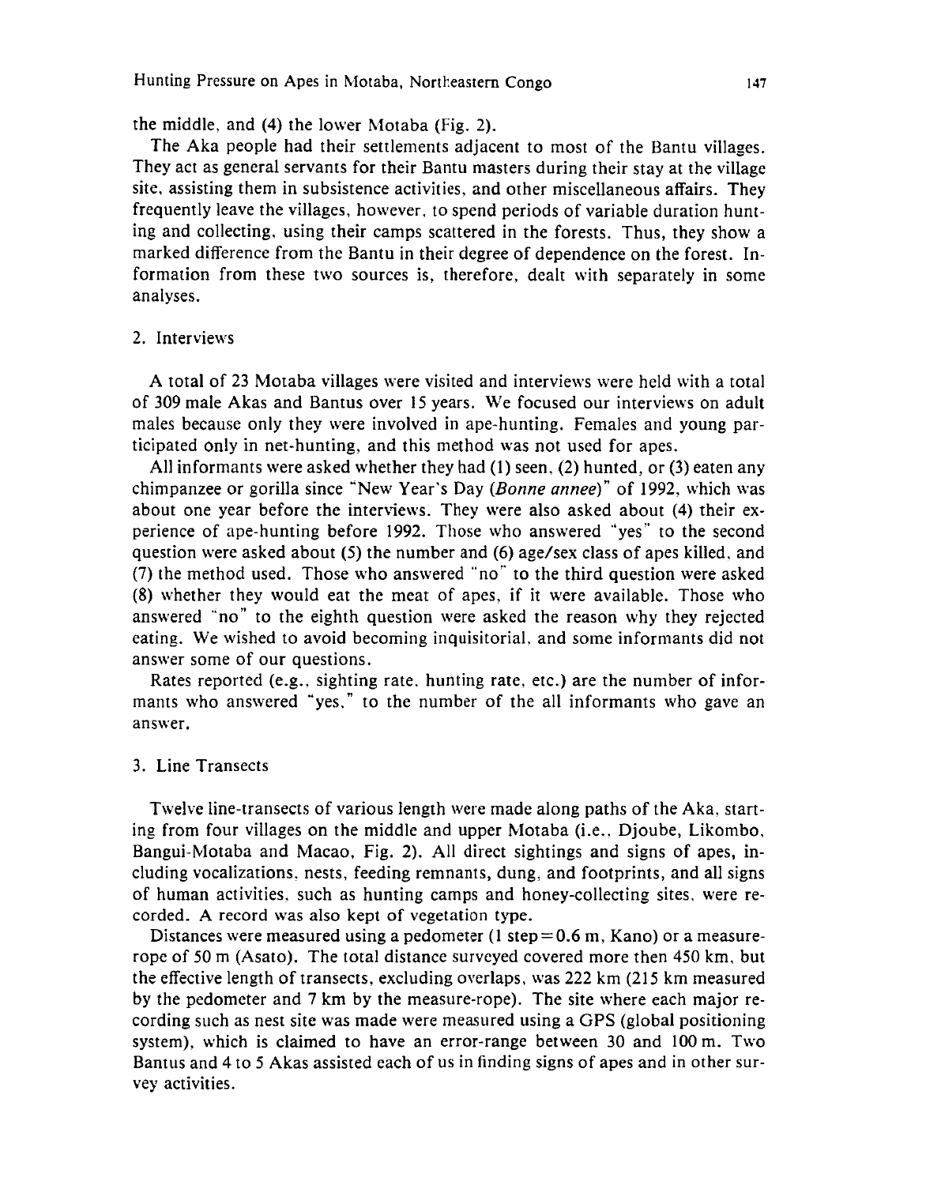the middle, and (4) the lower Motaba (Fig. 2).

The Aka people had their settlements adjacent to most of the Bantu villages. They act as general servants for their Bantu masters during their stay at the village site, assisting them in subsistence activities, and other miscellaneous affairs. They frequently leave the villages, however, to spend periods of variable duration hunting and collecting, using their camps scattered in the forests. Thus, they show a marked difference from the Bantu in their degree of dependence on the forest. Information from these two sources is, therefore, dealt with separately in some analyses.

## 2. Interviews

A total of 23 Motaba villages were visited and interviews were held with a total of 309 male Akas and Bantus over 15 years. We focused our interviews on adult males because only they were involved in ape-hunting. Females and young participated only in net-hunting, and this method was not used for apes.

All informants were asked whether they had (1) seen, (2) hunted, or (3) eaten any chimpanzee or gorilla since "New Year's Day (*Bonne annee*)" of 1992, which was about one year before the interviews. They were also asked about (4) their experience of ape-hunting before 1992. Those who answered "yes" to the second question were asked about (5) the number and (6) age/sex class of apes killed, and (7) the method used. Those who answered "no" to the third question were asked (8) whether they would eat the meat of apes, if it were available. Those who answered "no" to the eighth question were asked the reason why they rejected eating. We wished to avoid becoming inquisitorial, and some informants did not answer some of our questions.

Rates reported (e.g., sighting rate, hunting rate, etc.) are the number of informants who answered "yes," to the number of the all informants who gave an answer.

## 3. Line Transects

Twelve line-transects of various length were made along paths of the Aka, starting from four villages on the middle and upper Motaba (i.e., Djoube, Likombo, Bangui-Motaba and Macao, Fig. 2). All direct sightings and signs of apes, including vocalizations, nests, feeding remnants, dung, and footprints, and all signs of human activities, such as hunting camps and honey-collecting sites, were recorded. A record was also kept of vegetation type.

Distances were measured using a pedometer (1 step = 0.6 m, Kano) or a measure-rope of 50 m (Asato). The total distance surveyed covered more then 450 km, but the effective length of transects, excluding overlaps, was 222 km (215 km measured by the pedometer and 7 km by the measure-rope). The site where each major recording such as nest site was made were measured using a GPS (global positioning system), which is claimed to have an error-range between 30 and 100 m. Two Bantus and 4 to 5 Akas assisted each of us in finding signs of apes and in other survey activities.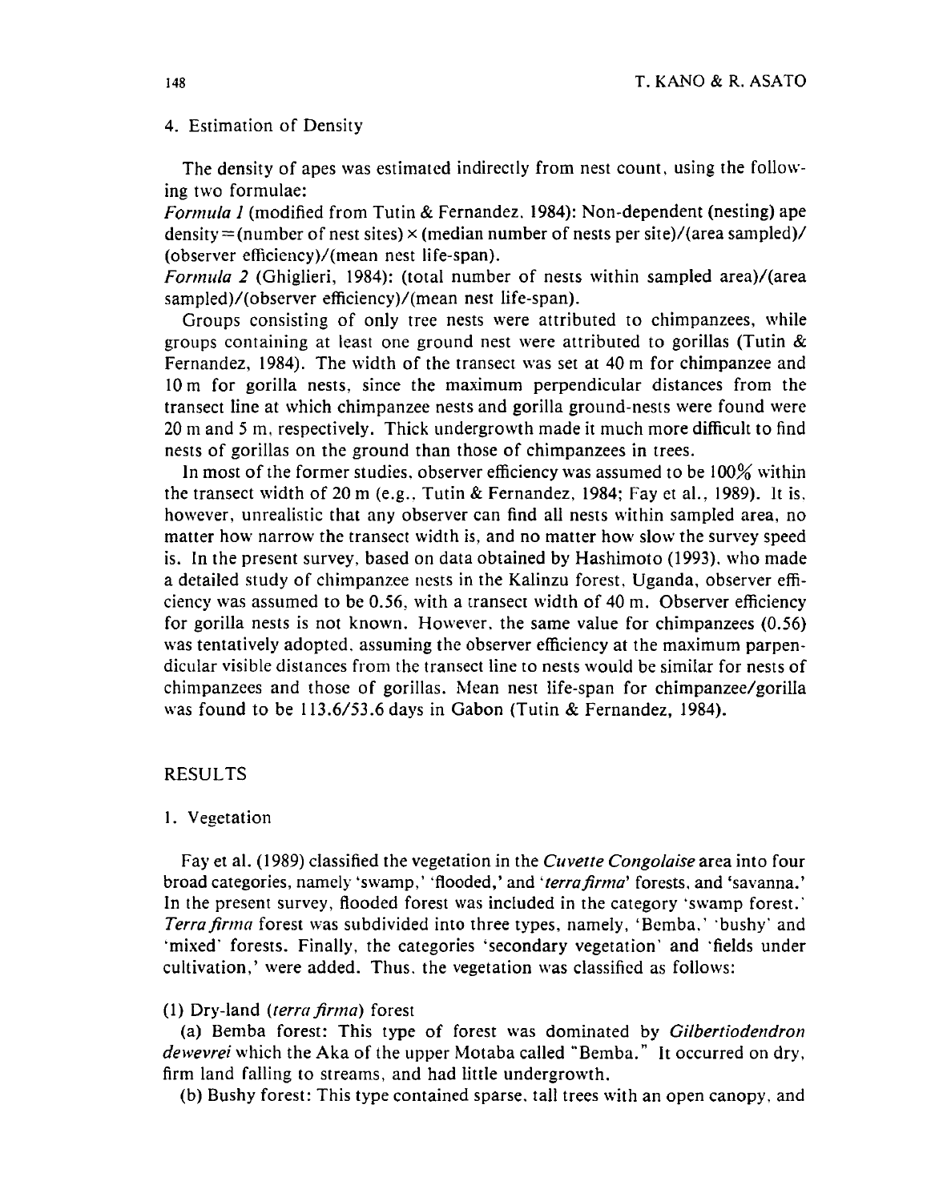### 4. Estimation of Density

The density of apes was estimated indirectly from nest count, using the following two formulae:

*Formula 1* (modified from Tutin & Fernandez, 1984): Non-dependent (nesting) ape density = (number of nest sites) × (median number of nests per site)/(area sampled)/(observer efficiency)/(mean nest life-span).

*Formula 2* (Ghiglieri, 1984): (total number of nests within sampled area)/(area sampled)/(observer efficiency)/(mean nest life-span).

Groups consisting of only tree nests were attributed to chimpanzees, while groups containing at least one ground nest were attributed to gorillas (Tutin & Fernandez, 1984). The width of the transect was set at 40 m for chimpanzee and 10 m for gorilla nests, since the maximum perpendicular distances from the transect line at which chimpanzee nests and gorilla ground-nests were found were 20 m and 5 m, respectively. Thick undergrowth made it much more difficult to find nests of gorillas on the ground than those of chimpanzees in trees.

In most of the former studies, observer efficiency was assumed to be 100% within the transect width of 20 m (e.g., Tutin & Fernandez, 1984; Fay et al., 1989). It is, however, unrealistic that any observer can find all nests within sampled area, no matter how narrow the transect width is, and no matter how slow the survey speed is. In the present survey, based on data obtained by Hashimoto (1993), who made a detailed study of chimpanzee nests in the Kalinzu forest, Uganda, observer efficiency was assumed to be 0.56, with a transect width of 40 m. Observer efficiency for gorilla nests is not known. However, the same value for chimpanzees (0.56) was tentatively adopted, assuming the observer efficiency at the maximum parpendicular visible distances from the transect line to nests would be similar for nests of chimpanzees and those of gorillas. Mean nest life-span for chimpanzee/gorilla was found to be 113.6/53.6 days in Gabon (Tutin & Fernandez, 1984).

## RESULTS

### 1. Vegetation

Fay et al. (1989) classified the vegetation in the *Cuvette Congolaise* area into four broad categories, namely 'swamp,' 'flooded,' and '*terra firma*' forests, and 'savanna.' In the present survey, flooded forest was included in the category 'swamp forest.' *Terra firma* forest was subdivided into three types, namely, 'Bemba,' 'bushy' and 'mixed' forests. Finally, the categories 'secondary vegetation' and 'fields under cultivation,' were added. Thus, the vegetation was classified as follows:

(1) Dry-land (*terra firma*) forest

(a) Bemba forest: This type of forest was dominated by *Gilbertiodendron dewevrei* which the Aka of the upper Motaba called "Bemba." It occurred on dry, firm land falling to streams, and had little undergrowth.

(b) Bushy forest: This type contained sparse, tall trees with an open canopy, and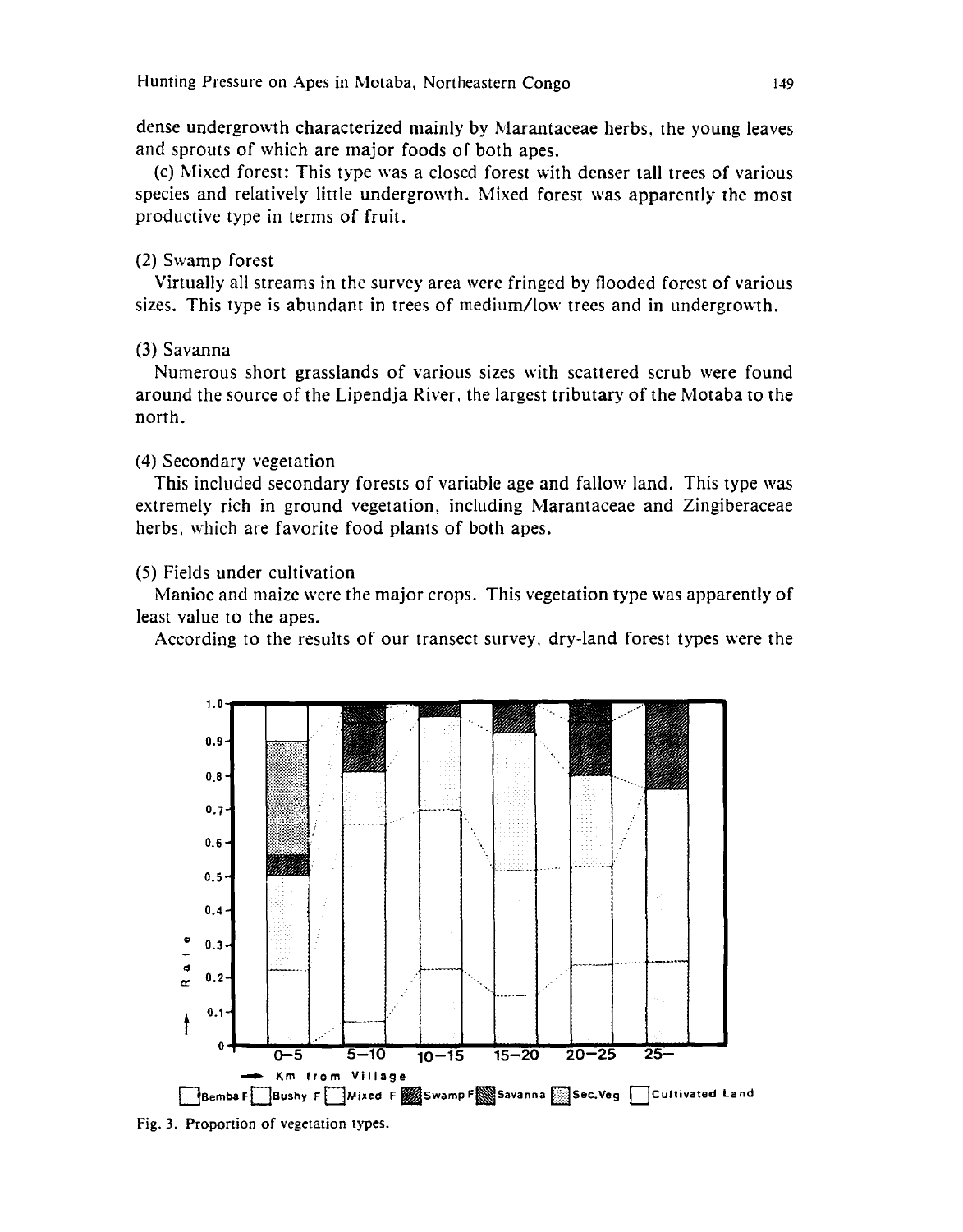dense undergrowth characterized mainly by Marantaceae herbs, the young leaves and sprouts of which are major foods of both apes.

(c) Mixed forest: This type was a closed forest with denser tall trees of various species and relatively little undergrowth. Mixed forest was apparently the most productive type in terms of fruit.

(2) Swamp forest

Virtually all streams in the survey area were fringed by flooded forest of various sizes. This type is abundant in trees of medium/low trees and in undergrowth.

(3) Savanna

Numerous short grasslands of various sizes with scattered scrub were found around the source of the Lipendja River, the largest tributary of the Motaba to the north.

(4) Secondary vegetation

This included secondary forests of variable age and fallow land. This type was extremely rich in ground vegetation, including Marantaceae and Zingiberaceae herbs, which are favorite food plants of both apes.

(5) Fields under cultivation

Manioc and maize were the major crops. This vegetation type was apparently of least value to the apes.

According to the results of our transect survey, dry-land forest types were the

Fig. 3. Proportion of vegetation types.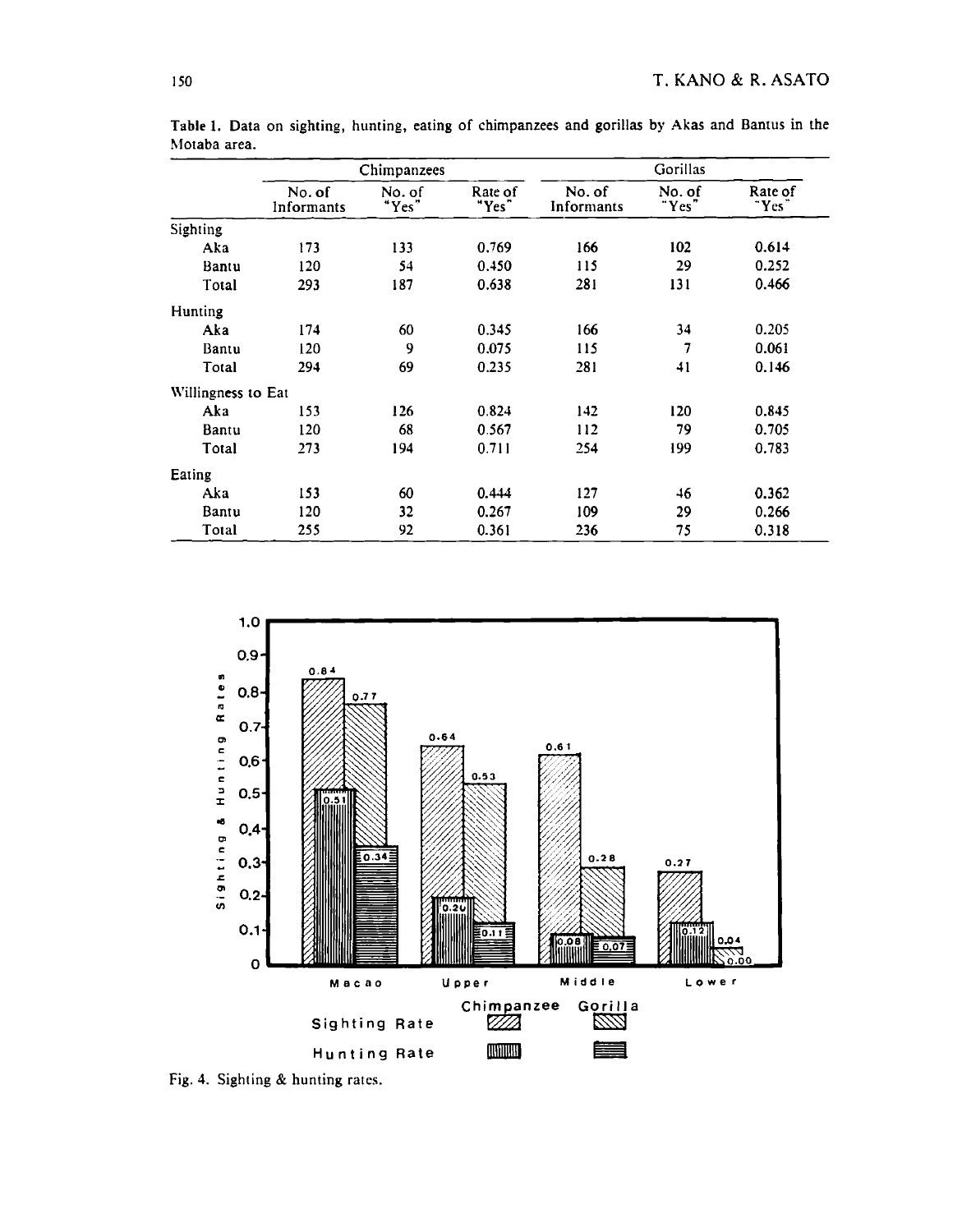Table 1. Data on sighting, hunting, eating of chimpanzees and gorillas by Akas and Bantus in the Motaba area.

| | Chimpanzees | | | Gorillas | | |
|---|---|---|---|---|---|---|
| | No. of Informants | No. of "Yes" | Rate of "Yes" | No. of Informants | No. of "Yes" | Rate of "Yes" |
| **Sighting** | | | | | | |
| Aka | 173 | 133 | 0.769 | 166 | 102 | 0.614 |
| Bantu | 120 | 54 | 0.450 | 115 | 29 | 0.252 |
| Total | 293 | 187 | 0.638 | 281 | 131 | 0.466 |
| **Hunting** | | | | | | |
| Aka | 174 | 60 | 0.345 | 166 | 34 | 0.205 |
| Bantu | 120 | 9 | 0.075 | 115 | 7 | 0.061 |
| Total | 294 | 69 | 0.235 | 281 | 41 | 0.146 |
| **Willingness to Eat** | | | | | | |
| Aka | 153 | 126 | 0.824 | 142 | 120 | 0.845 |
| Bantu | 120 | 68 | 0.567 | 112 | 79 | 0.705 |
| Total | 273 | 194 | 0.711 | 254 | 199 | 0.783 |
| **Eating** | | | | | | |
| Aka | 153 | 60 | 0.444 | 127 | 46 | 0.362 |
| Bantu | 120 | 32 | 0.267 | 109 | 29 | 0.266 |
| Total | 255 | 92 | 0.361 | 236 | 75 | 0.318 |

Fig. 4. Sighting & hunting rates.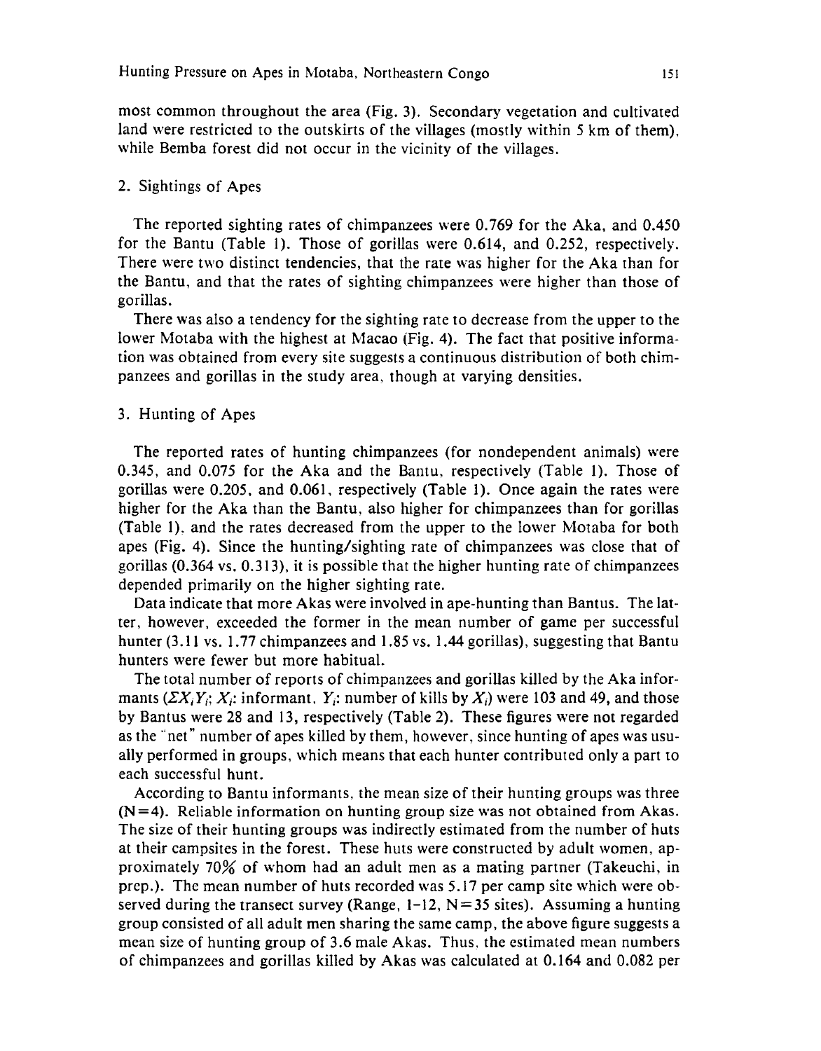most common throughout the area (Fig. 3). Secondary vegetation and cultivated land were restricted to the outskirts of the villages (mostly within 5 km of them), while Bemba forest did not occur in the vicinity of the villages.

## 2. Sightings of Apes

The reported sighting rates of chimpanzees were 0.769 for the Aka, and 0.450 for the Bantu (Table 1). Those of gorillas were 0.614, and 0.252, respectively. There were two distinct tendencies, that the rate was higher for the Aka than for the Bantu, and that the rates of sighting chimpanzees were higher than those of gorillas.

There was also a tendency for the sighting rate to decrease from the upper to the lower Motaba with the highest at Macao (Fig. 4). The fact that positive information was obtained from every site suggests a continuous distribution of both chimpanzees and gorillas in the study area, though at varying densities.

## 3. Hunting of Apes

The reported rates of hunting chimpanzees (for nondependent animals) were 0.345, and 0.075 for the Aka and the Bantu, respectively (Table 1). Those of gorillas were 0.205, and 0.061, respectively (Table 1). Once again the rates were higher for the Aka than the Bantu, also higher for chimpanzees than for gorillas (Table 1), and the rates decreased from the upper to the lower Motaba for both apes (Fig. 4). Since the hunting/sighting rate of chimpanzees was close that of gorillas (0.364 vs. 0.313), it is possible that the higher hunting rate of chimpanzees depended primarily on the higher sighting rate.

Data indicate that more Akas were involved in ape-hunting than Bantus. The latter, however, exceeded the former in the mean number of game per successful hunter (3.11 vs. 1.77 chimpanzees and 1.85 vs. 1.44 gorillas), suggesting that Bantu hunters were fewer but more habitual.

The total number of reports of chimpanzees and gorillas killed by the Aka informants ($\Sigma X_i Y_i$; $X_i$: informant, $Y_i$: number of kills by $X_i$) were 103 and 49, and those by Bantus were 28 and 13, respectively (Table 2). These figures were not regarded as the "net" number of apes killed by them, however, since hunting of apes was usually performed in groups, which means that each hunter contributed only a part to each successful hunt.

According to Bantu informants, the mean size of their hunting groups was three (N=4). Reliable information on hunting group size was not obtained from Akas. The size of their hunting groups was indirectly estimated from the number of huts at their campsites in the forest. These huts were constructed by adult women, approximately 70% of whom had an adult men as a mating partner (Takeuchi, in prep.). The mean number of huts recorded was 5.17 per camp site which were observed during the transect survey (Range, 1–12, N=35 sites). Assuming a hunting group consisted of all adult men sharing the same camp, the above figure suggests a mean size of hunting group of 3.6 male Akas. Thus, the estimated mean numbers of chimpanzees and gorillas killed by Akas was calculated at 0.164 and 0.082 per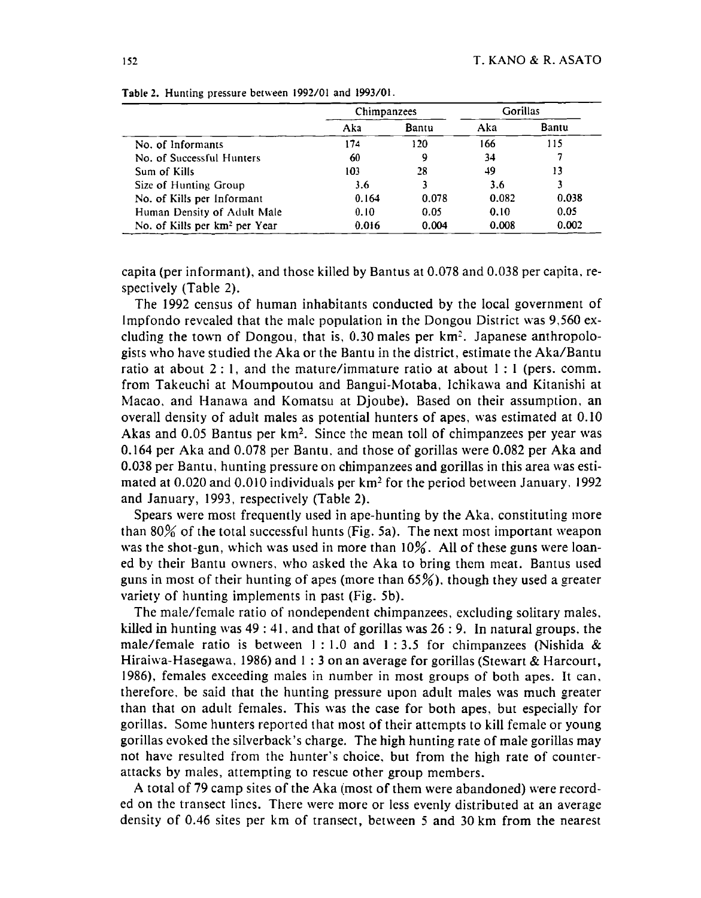Table 2. Hunting pressure between 1992/01 and 1993/01.

| | Chimpanzees | | Gorillas | |
|---|---|---|---|---|
| | Aka | Bantu | Aka | Bantu |
| No. of Informants | 174 | 120 | 166 | 115 |
| No. of Successful Hunters | 60 | 9 | 34 | 7 |
| Sum of Kills | 103 | 28 | 49 | 13 |
| Size of Hunting Group | 3.6 | 3 | 3.6 | 3 |
| No. of Kills per Informant | 0.164 | 0.078 | 0.082 | 0.038 |
| Human Density of Adult Male | 0.10 | 0.05 | 0.10 | 0.05 |
| No. of Kills per km$^2$ per Year | 0.016 | 0.004 | 0.008 | 0.002 |

capita (per informant), and those killed by Bantus at 0.078 and 0.038 per capita, respectively (Table 2).

The 1992 census of human inhabitants conducted by the local government of Impfondo revealed that the male population in the Dongou District was 9,560 excluding the town of Dongou, that is, 0.30 males per km$^2$. Japanese anthropologists who have studied the Aka or the Bantu in the district, estimate the Aka/Bantu ratio at about 2 : 1, and the mature/immature ratio at about 1 : 1 (pers. comm. from Takeuchi at Moumpoutou and Bangui-Motaba, Ichikawa and Kitanishi at Macao, and Hanawa and Komatsu at Djoube). Based on their assumption, an overall density of adult males as potential hunters of apes, was estimated at 0.10 Akas and 0.05 Bantus per km$^2$. Since the mean toll of chimpanzees per year was 0.164 per Aka and 0.078 per Bantu, and those of gorillas were 0.082 per Aka and 0.038 per Bantu, hunting pressure on chimpanzees and gorillas in this area was estimated at 0.020 and 0.010 individuals per km$^2$ for the period between January, 1992 and January, 1993, respectively (Table 2).

Spears were most frequently used in ape-hunting by the Aka, constituting more than 80% of the total successful hunts (Fig. 5a). The next most important weapon was the shot-gun, which was used in more than 10%. All of these guns were loaned by their Bantu owners, who asked the Aka to bring them meat. Bantus used guns in most of their hunting of apes (more than 65%), though they used a greater variety of hunting implements in past (Fig. 5b).

The male/female ratio of nondependent chimpanzees, excluding solitary males, killed in hunting was 49 : 41, and that of gorillas was 26 : 9. In natural groups, the male/female ratio is between 1 : 1.0 and 1 : 3.5 for chimpanzees (Nishida & Hiraiwa-Hasegawa, 1986) and 1 : 3 on an average for gorillas (Stewart & Harcourt, 1986), females exceeding males in number in most groups of both apes. It can, therefore, be said that the hunting pressure upon adult males was much greater than that on adult females. This was the case for both apes, but especially for gorillas. Some hunters reported that most of their attempts to kill female or young gorillas evoked the silverback's charge. The high hunting rate of male gorillas may not have resulted from the hunter's choice, but from the high rate of counterattacks by males, attempting to rescue other group members.

A total of 79 camp sites of the Aka (most of them were abandoned) were recorded on the transect lines. There were more or less evenly distributed at an average density of 0.46 sites per km of transect, between 5 and 30 km from the nearest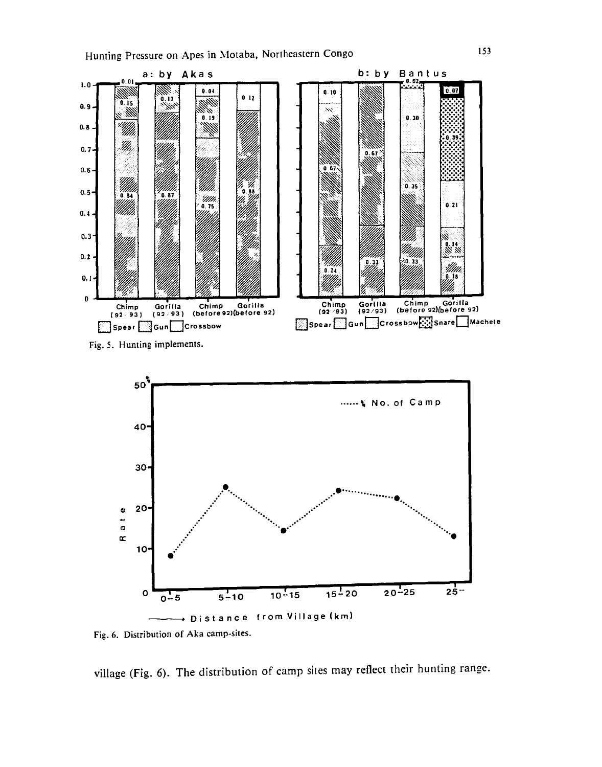Fig. 5. Hunting implements.

Fig. 6. Distribution of Aka camp-sites.

village (Fig. 6). The distribution of camp sites may reflect their hunting range.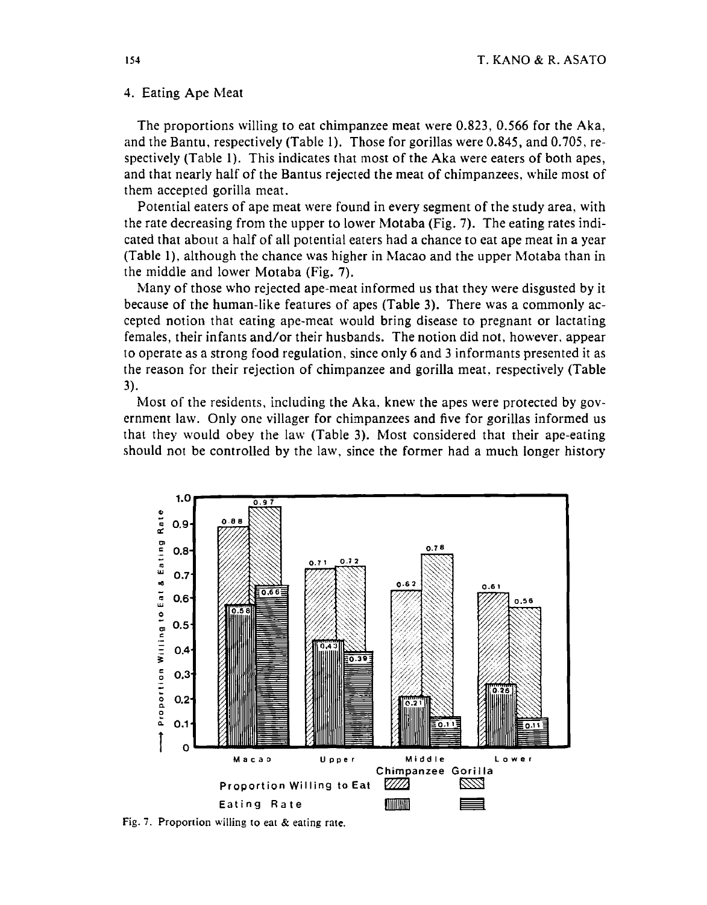## 4. Eating Ape Meat

The proportions willing to eat chimpanzee meat were 0.823, 0.566 for the Aka, and the Bantu, respectively (Table 1). Those for gorillas were 0.845, and 0.705, respectively (Table 1). This indicates that most of the Aka were eaters of both apes, and that nearly half of the Bantus rejected the meat of chimpanzees, while most of them accepted gorilla meat.

Potential eaters of ape meat were found in every segment of the study area, with the rate decreasing from the upper to lower Motaba (Fig. 7). The eating rates indicated that about a half of all potential eaters had a chance to eat ape meat in a year (Table 1), although the chance was higher in Macao and the upper Motaba than in the middle and lower Motaba (Fig. 7).

Many of those who rejected ape-meat informed us that they were disgusted by it because of the human-like features of apes (Table 3). There was a commonly accepted notion that eating ape-meat would bring disease to pregnant or lactating females, their infants and/or their husbands. The notion did not, however, appear to operate as a strong food regulation, since only 6 and 3 informants presented it as the reason for their rejection of chimpanzee and gorilla meat, respectively (Table 3).

Most of the residents, including the Aka, knew the apes were protected by government law. Only one villager for chimpanzees and five for gorillas informed us that they would obey the law (Table 3). Most considered that their ape-eating should not be controlled by the law, since the former had a much longer history

| | Macao | Upper | Middle | Lower |
|---|---|---|---|---|
| Proportion Willing to Eat – Chimpanzee | 0.88 | 0.71 | 0.62 | 0.61 |
| Proportion Willing to Eat – Gorilla | 0.97 | 0.72 | 0.78 | 0.56 |
| Eating Rate – Chimpanzee | 0.56 | 0.43 | 0.21 | 0.26 |
| Eating Rate – Gorilla | 0.66 | 0.39 | 0.11 | 0.11 |

Fig. 7. Proportion willing to eat & eating rate.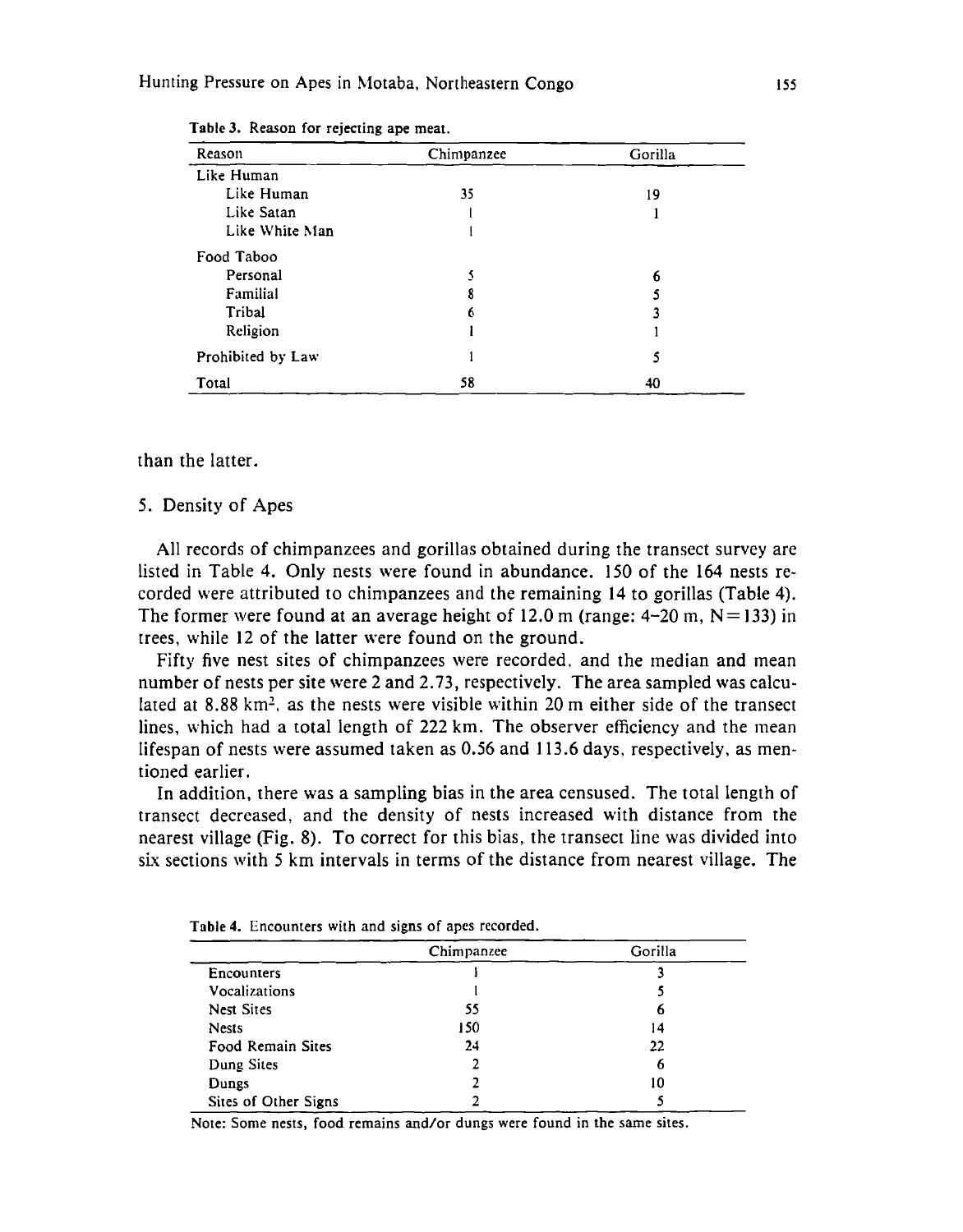Table 3. Reason for rejecting ape meat.

| Reason | Chimpanzee | Gorilla |
|---|---|---|
| Like Human | | |
| Like Human | 35 | 19 |
| Like Satan | 1 | 1 |
| Like White Man | 1 | |
| Food Taboo | | |
| Personal | 5 | 6 |
| Familial | 8 | 5 |
| Tribal | 6 | 3 |
| Religion | 1 | 1 |
| Prohibited by Law | 1 | 5 |
| Total | 58 | 40 |

than the latter.

## 5. Density of Apes

All records of chimpanzees and gorillas obtained during the transect survey are listed in Table 4. Only nests were found in abundance. 150 of the 164 nests recorded were attributed to chimpanzees and the remaining 14 to gorillas (Table 4). The former were found at an average height of 12.0 m (range: 4–20 m, N = 133) in trees, while 12 of the latter were found on the ground.

Fifty five nest sites of chimpanzees were recorded, and the median and mean number of nests per site were 2 and 2.73, respectively. The area sampled was calculated at 8.88 km$^2$, as the nests were visible within 20 m either side of the transect lines, which had a total length of 222 km. The observer efficiency and the mean lifespan of nests were assumed taken as 0.56 and 113.6 days, respectively, as mentioned earlier.

In addition, there was a sampling bias in the area censused. The total length of transect decreased, and the density of nests increased with distance from the nearest village (Fig. 8). To correct for this bias, the transect line was divided into six sections with 5 km intervals in terms of the distance from nearest village. The

Table 4. Encounters with and signs of apes recorded.

| | Chimpanzee | Gorilla |
|---|---|---|
| Encounters | 1 | 3 |
| Vocalizations | 1 | 5 |
| Nest Sites | 55 | 6 |
| Nests | 150 | 14 |
| Food Remain Sites | 24 | 22 |
| Dung Sites | 2 | 6 |
| Dungs | 2 | 10 |
| Sites of Other Signs | 2 | 5 |

Note: Some nests, food remains and/or dungs were found in the same sites.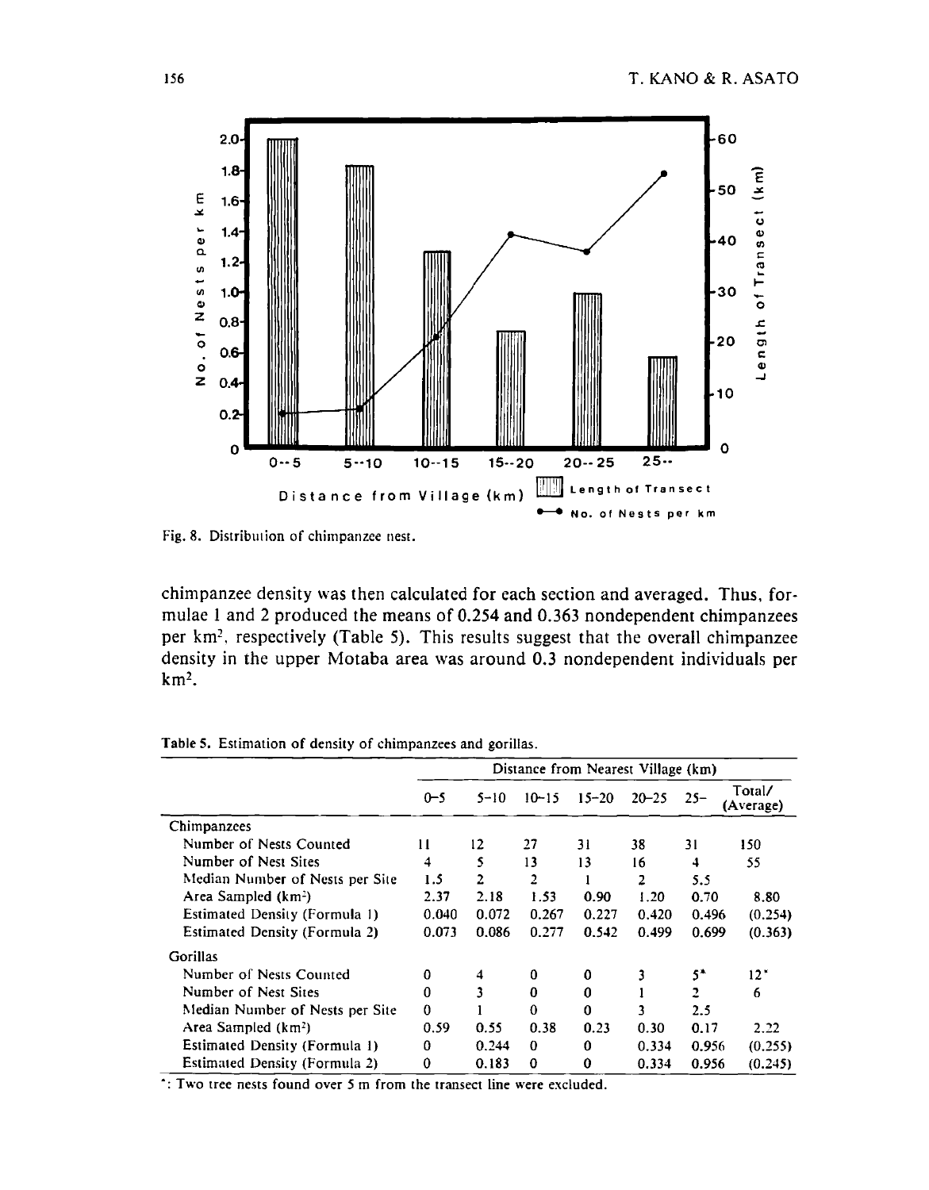Fig. 8. Distribution of chimpanzee nest.

chimpanzee density was then calculated for each section and averaged. Thus, formulae 1 and 2 produced the means of 0.254 and 0.363 nondependent chimpanzees per km$^2$, respectively (Table 5). This results suggest that the overall chimpanzee density in the upper Motaba area was around 0.3 nondependent individuals per km$^2$.

Table 5. Estimation of density of chimpanzees and gorillas.

| | Distance from Nearest Village (km) | | | | | | |
|---|---|---|---|---|---|---|---|
| | 0–5 | 5–10 | 10–15 | 15–20 | 20–25 | 25– | Total/ (Average) |
| Chimpanzees | | | | | | | |
| Number of Nests Counted | 11 | 12 | 27 | 31 | 38 | 31 | 150 |
| Number of Nest Sites | 4 | 5 | 13 | 13 | 16 | 4 | 55 |
| Median Number of Nests per Site | 1.5 | 2 | 2 | 1 | 2 | 5.5 | |
| Area Sampled (km$^2$) | 2.37 | 2.18 | 1.53 | 0.90 | 1.20 | 0.70 | 8.80 |
| Estimated Density (Formula 1) | 0.040 | 0.072 | 0.267 | 0.227 | 0.420 | 0.496 | (0.254) |
| Estimated Density (Formula 2) | 0.073 | 0.086 | 0.277 | 0.542 | 0.499 | 0.699 | (0.363) |
| Gorillas | | | | | | | |
| Number of Nests Counted | 0 | 4 | 0 | 0 | 3 | 5* | 12* |
| Number of Nest Sites | 0 | 3 | 0 | 0 | 1 | 2 | 6 |
| Median Number of Nests per Site | 0 | 1 | 0 | 0 | 3 | 2.5 | |
| Area Sampled (km$^2$) | 0.59 | 0.55 | 0.38 | 0.23 | 0.30 | 0.17 | 2.22 |
| Estimated Density (Formula 1) | 0 | 0.244 | 0 | 0 | 0.334 | 0.956 | (0.255) |
| Estimated Density (Formula 2) | 0 | 0.183 | 0 | 0 | 0.334 | 0.956 | (0.245) |

*: Two tree nests found over 5 m from the transect line were excluded.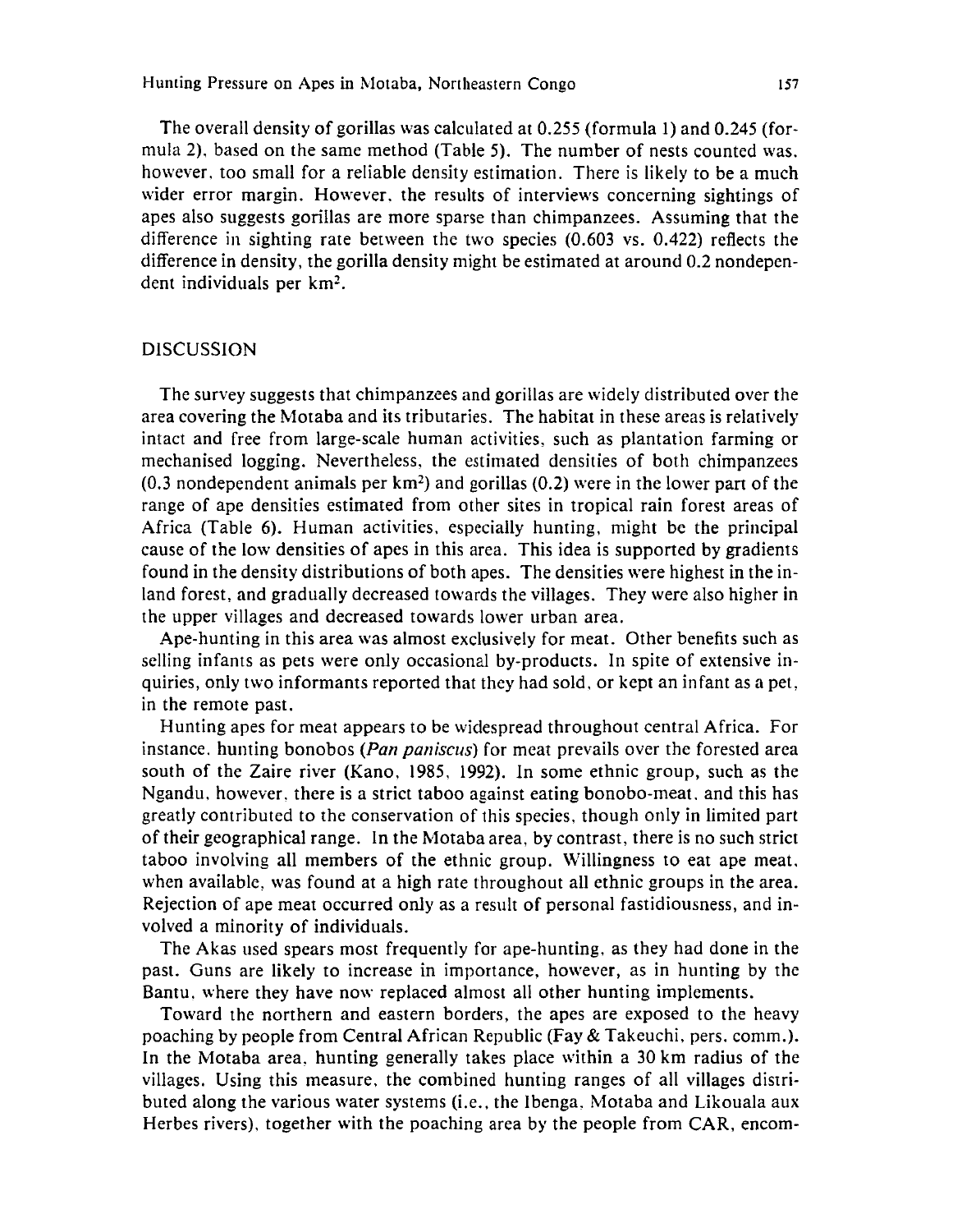The overall density of gorillas was calculated at 0.255 (formula 1) and 0.245 (formula 2), based on the same method (Table 5). The number of nests counted was, however, too small for a reliable density estimation. There is likely to be a much wider error margin. However, the results of interviews concerning sightings of apes also suggests gorillas are more sparse than chimpanzees. Assuming that the difference in sighting rate between the two species (0.603 vs. 0.422) reflects the difference in density, the gorilla density might be estimated at around 0.2 nondependent individuals per km$^2$.

## DISCUSSION

The survey suggests that chimpanzees and gorillas are widely distributed over the area covering the Motaba and its tributaries. The habitat in these areas is relatively intact and free from large-scale human activities, such as plantation farming or mechanised logging. Nevertheless, the estimated densities of both chimpanzees (0.3 nondependent animals per km$^2$) and gorillas (0.2) were in the lower part of the range of ape densities estimated from other sites in tropical rain forest areas of Africa (Table 6). Human activities, especially hunting, might be the principal cause of the low densities of apes in this area. This idea is supported by gradients found in the density distributions of both apes. The densities were highest in the inland forest, and gradually decreased towards the villages. They were also higher in the upper villages and decreased towards lower urban area.

Ape-hunting in this area was almost exclusively for meat. Other benefits such as selling infants as pets were only occasional by-products. In spite of extensive inquiries, only two informants reported that they had sold, or kept an infant as a pet, in the remote past.

Hunting apes for meat appears to be widespread throughout central Africa. For instance, hunting bonobos (*Pan paniscus*) for meat prevails over the forested area south of the Zaire river (Kano, 1985, 1992). In some ethnic group, such as the Ngandu, however, there is a strict taboo against eating bonobo-meat, and this has greatly contributed to the conservation of this species, though only in limited part of their geographical range. In the Motaba area, by contrast, there is no such strict taboo involving all members of the ethnic group. Willingness to eat ape meat, when available, was found at a high rate throughout all ethnic groups in the area. Rejection of ape meat occurred only as a result of personal fastidiousness, and involved a minority of individuals.

The Akas used spears most frequently for ape-hunting, as they had done in the past. Guns are likely to increase in importance, however, as in hunting by the Bantu, where they have now replaced almost all other hunting implements.

Toward the northern and eastern borders, the apes are exposed to the heavy poaching by people from Central African Republic (Fay & Takeuchi, pers. comm.). In the Motaba area, hunting generally takes place within a 30 km radius of the villages. Using this measure, the combined hunting ranges of all villages distributed along the various water systems (i.e., the Ibenga, Motaba and Likouala aux Herbes rivers), together with the poaching area by the people from CAR, encom-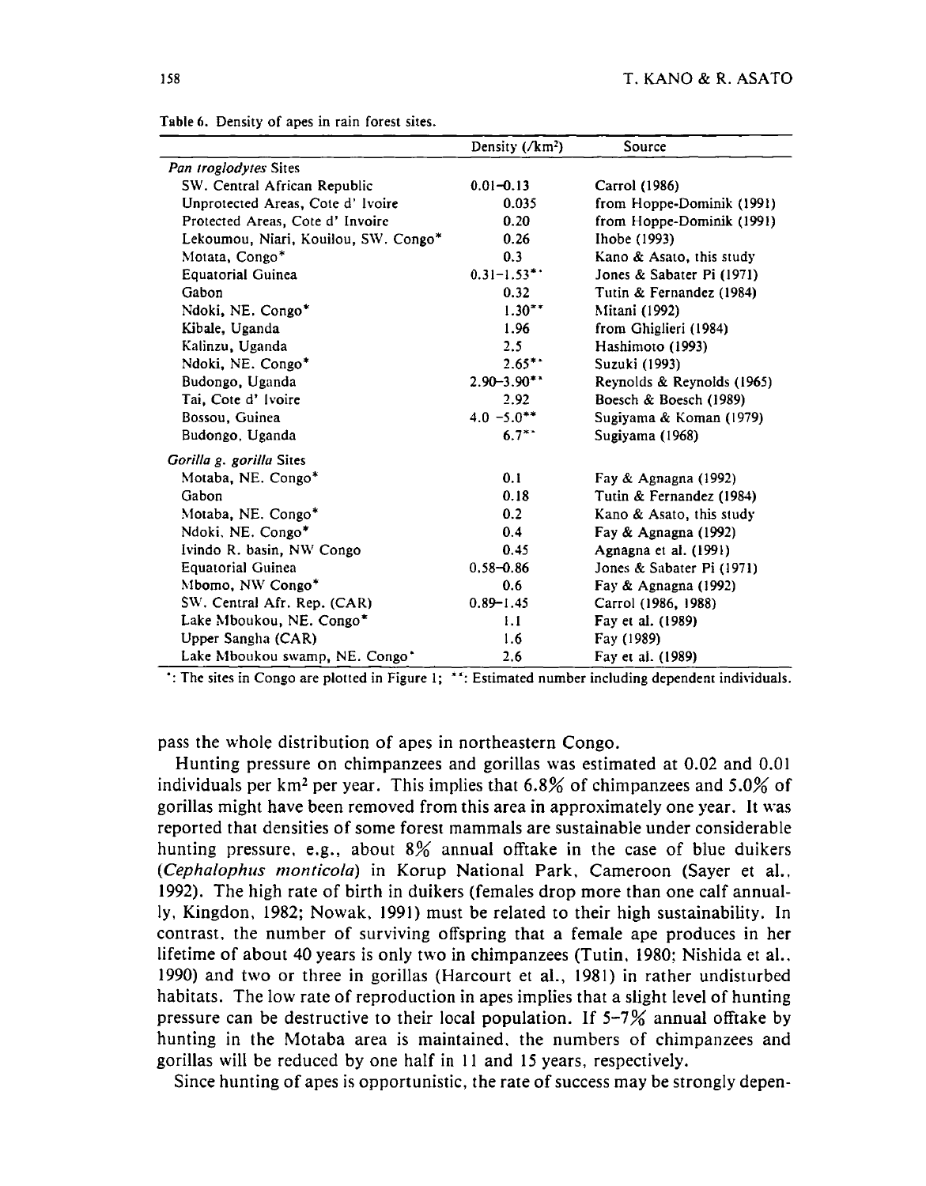Table 6. Density of apes in rain forest sites.

| | Density (/km$^2$) | Source |
|---|---|---|
| *Pan troglodytes* Sites | | |
| SW. Central African Republic | 0.01–0.13 | Carrol (1986) |
| Unprotected Areas, Cote d' Ivoire | 0.035 | from Hoppe-Dominik (1991) |
| Protected Areas, Cote d' Invoire | 0.20 | from Hoppe-Dominik (1991) |
| Lekoumou, Niari, Kouilou, SW. Congo* | 0.26 | Ihobe (1993) |
| Motata, Congo* | 0.3 | Kano & Asato, this study |
| Equatorial Guinea | 0.31–1.53** | Jones & Sabater Pi (1971) |
| Gabon | 0.32 | Tutin & Fernandez (1984) |
| Ndoki, NE. Congo* | 1.30** | Mitani (1992) |
| Kibale, Uganda | 1.96 | from Ghiglieri (1984) |
| Kalinzu, Uganda | 2.5 | Hashimoto (1993) |
| Ndoki, NE. Congo* | 2.65** | Suzuki (1993) |
| Budongo, Uganda | 2.90–3.90** | Reynolds & Reynolds (1965) |
| Tai, Cote d' Ivoire | 2.92 | Boesch & Boesch (1989) |
| Bossou, Guinea | 4.0 –5.0** | Sugiyama & Koman (1979) |
| Budongo, Uganda | 6.7** | Sugiyama (1968) |
| *Gorilla g. gorilla* Sites | | |
| Motaba, NE. Congo* | 0.1 | Fay & Agnagna (1992) |
| Gabon | 0.18 | Tutin & Fernandez (1984) |
| Motaba, NE. Congo* | 0.2 | Kano & Asato, this study |
| Ndoki, NE. Congo* | 0.4 | Fay & Agnagna (1992) |
| Ivindo R. basin, NW Congo | 0.45 | Agnagna et al. (1991) |
| Equatorial Guinea | 0.58–0.86 | Jones & Sabater Pi (1971) |
| Mbomo, NW Congo* | 0.6 | Fay & Agnagna (1992) |
| SW. Central Afr. Rep. (CAR) | 0.89–1.45 | Carrol (1986, 1988) |
| Lake Mboukou, NE. Congo* | 1.1 | Fay et al. (1989) |
| Upper Sangha (CAR) | 1.6 | Fay (1989) |
| Lake Mboukou swamp, NE. Congo* | 2.6 | Fay et al. (1989) |

*: The sites in Congo are plotted in Figure 1; **: Estimated number including dependent individuals.

pass the whole distribution of apes in northeastern Congo.

Hunting pressure on chimpanzees and gorillas was estimated at 0.02 and 0.01 individuals per km$^2$ per year. This implies that 6.8% of chimpanzees and 5.0% of gorillas might have been removed from this area in approximately one year. It was reported that densities of some forest mammals are sustainable under considerable hunting pressure, e.g., about 8% annual offtake in the case of blue duikers (*Cephalophus monticola*) in Korup National Park, Cameroon (Sayer et al., 1992). The high rate of birth in duikers (females drop more than one calf annually, Kingdon, 1982; Nowak, 1991) must be related to their high sustainability. In contrast, the number of surviving offspring that a female ape produces in her lifetime of about 40 years is only two in chimpanzees (Tutin, 1980; Nishida et al., 1990) and two or three in gorillas (Harcourt et al., 1981) in rather undisturbed habitats. The low rate of reproduction in apes implies that a slight level of hunting pressure can be destructive to their local population. If 5–7% annual offtake by hunting in the Motaba area is maintained, the numbers of chimpanzees and gorillas will be reduced by one half in 11 and 15 years, respectively.

Since hunting of apes is opportunistic, the rate of success may be strongly depen-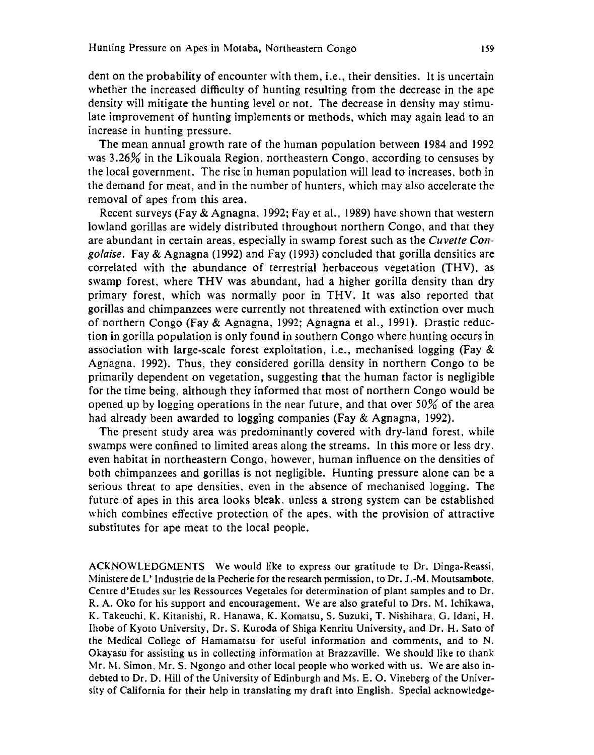dent on the probability of encounter with them, i.e., their densities. It is uncertain whether the increased difficulty of hunting resulting from the decrease in the ape density will mitigate the hunting level or not. The decrease in density may stimulate improvement of hunting implements or methods, which may again lead to an increase in hunting pressure.

The mean annual growth rate of the human population between 1984 and 1992 was 3.26% in the Likouala Region, northeastern Congo, according to censuses by the local government. The rise in human population will lead to increases, both in the demand for meat, and in the number of hunters, which may also accelerate the removal of apes from this area.

Recent surveys (Fay & Agnagna, 1992; Fay et al., 1989) have shown that western lowland gorillas are widely distributed throughout northern Congo, and that they are abundant in certain areas, especially in swamp forest such as the *Cuvette Congolaise*. Fay & Agnagna (1992) and Fay (1993) concluded that gorilla densities are correlated with the abundance of terrestrial herbaceous vegetation (THV), as swamp forest, where THV was abundant, had a higher gorilla density than dry primary forest, which was normally poor in THV. It was also reported that gorillas and chimpanzees were currently not threatened with extinction over much of northern Congo (Fay & Agnagna, 1992; Agnagna et al., 1991). Drastic reduction in gorilla population is only found in southern Congo where hunting occurs in association with large-scale forest exploitation, i.e., mechanised logging (Fay & Agnagna, 1992). Thus, they considered gorilla density in northern Congo to be primarily dependent on vegetation, suggesting that the human factor is negligible for the time being, although they informed that most of northern Congo would be opened up by logging operations in the near future, and that over 50% of the area had already been awarded to logging companies (Fay & Agnagna, 1992).

The present study area was predominantly covered with dry-land forest, while swamps were confined to limited areas along the streams. In this more or less dry, even habitat in northeastern Congo, however, human influence on the densities of both chimpanzees and gorillas is not negligible. Hunting pressure alone can be a serious threat to ape densities, even in the absence of mechanised logging. The future of apes in this area looks bleak, unless a strong system can be established which combines effective protection of the apes, with the provision of attractive substitutes for ape meat to the local people.

ACKNOWLEDGMENTS We would like to express our gratitude to Dr. Dinga-Reassi, Ministere de L' Industrie de la Pecherie for the research permission, to Dr. J.-M. Moutsambote, Centre d'Etudes sur les Ressources Vegetales for determination of plant samples and to Dr. R. A. Oko for his support and encouragement. We are also grateful to Drs. M. Ichikawa, K. Takeuchi, K. Kitanishi, R. Hanawa, K. Komatsu, S. Suzuki, T. Nishihara, G. Idani, H. Ihobe of Kyoto University, Dr. S. Kuroda of Shiga Kenritu University, and Dr. H. Sato of the Medical College of Hamamatsu for useful information and comments, and to N. Okayasu for assisting us in collecting information at Brazzaville. We should like to thank Mr. M. Simon, Mr. S. Ngongo and other local people who worked with us. We are also indebted to Dr. D. Hill of the University of Edinburgh and Ms. E. O. Vineberg of the University of California for their help in translating my draft into English. Special acknowledge-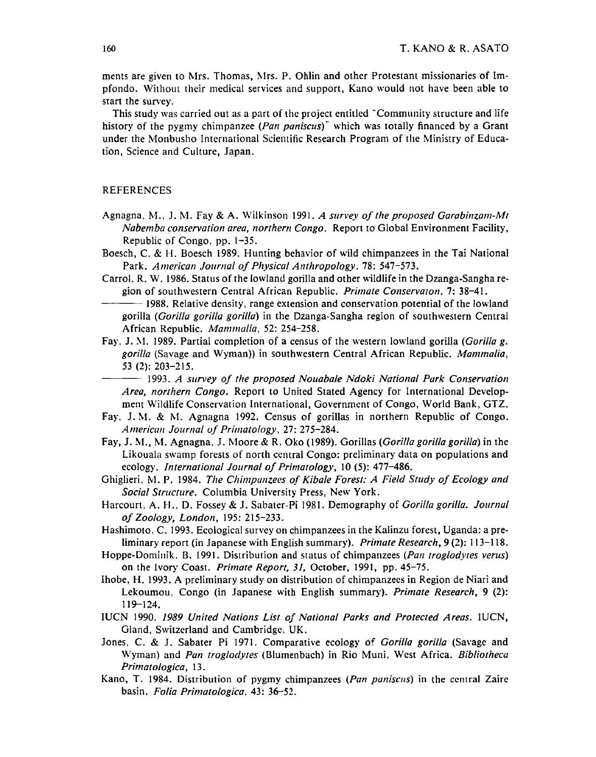ments are given to Mrs. Thomas, Mrs. P. Ohlin and other Protestant missionaries of Impfondo. Without their medical services and support, Kano would not have been able to start the survey.

This study was carried out as a part of the project entitled "Community structure and life history of the pygmy chimpanzee (*Pan paniscus*)" which was totally financed by a Grant under the Monbusho International Scientific Research Program of the Ministry of Education, Science and Culture, Japan.

## REFERENCES

Agnagna, M., J. M. Fay & A. Wilkinson 1991. *A survey of the proposed Garabinzam-Mt Nabemba conservation area, northern Congo*. Report to Global Environment Facility, Republic of Congo, pp. 1–35.

Boesch, C. & H. Boesch 1989. Hunting behavior of wild chimpanzees in the Tai National Park. *American Journal of Physical Anthropology*, 78: 547–573.

Carrol, R. W. 1986. Status of the lowland gorilla and other wildlife in the Dzanga-Sangha region of southwestern Central African Republic. *Primate Conservaton*, 7: 38–41.

——— 1988. Relative density, range extension and conservation potential of the lowland gorilla (*Gorilla gorilla gorilla*) in the Dzanga-Sangha region of southwestern Central African Republic. *Mammalia*, 52: 254–258.

Fay, J. M. 1989. Partial completion of a census of the western lowland gorilla (*Gorilla g. gorilla* (Savage and Wyman)) in southwestern Central African Republic. *Mammalia*, 53 (2): 203–215.

——— 1993. *A survey of the proposed Nouabale Ndoki National Park Conservation Area, northern Congo*. Report to United Stated Agency for International Development Wildlife Conservation International, Government of Congo, World Bank, GTZ.

Fay, J. M. & M. Agnagna 1992. Census of gorillas in northern Republic of Congo. *American Journal of Primatology*, 27: 275–284.

Fay, J. M., M. Agnagna, J. Moore & R. Oko (1989). Gorillas (*Gorilla gorilla gorilla*) in the Likouala swamp forests of north central Congo: preliminary data on populations and ecology. *International Journal of Primatology*, 10 (5): 477–486.

Ghiglieri, M. P. 1984. *The Chimpanzees of Kibale Forest: A Field Study of Ecology and Social Structure*. Columbia University Press, New York.

Harcourt, A. H., D. Fossey & J. Sabater-Pi 1981. Demography of *Gorilla gorilla*. *Journal of Zoology, London*, 195: 215–233.

Hashimoto, C. 1993. Ecological survey on chimpanzees in the Kalinzu forest, Uganda: a preliminary report (in Japanese with English summary). *Primate Research*, 9 (2): 113–118.

Hoppe-Dominik, B. 1991. Distribution and status of chimpanzees (*Pan troglodytes verus*) on the Ivory Coast. *Primate Report, 31*, October, 1991, pp. 45–75.

Ihobe, H. 1993. A preliminary study on distribution of chimpanzees in Region de Niari and Lekoumou, Congo (in Japanese with English summary). *Primate Research*, 9 (2): 119–124.

IUCN 1990. *1989 United Nations List of National Parks and Protected Areas*. IUCN, Gland, Switzerland and Cambridge, UK.

Jones, C. & J. Sabater Pi 1971. Comparative ecology of *Gorilla gorilla* (Savage and Wyman) and *Pan troglodytes* (Blumenbach) in Rio Muni, West Africa. *Bibliotheca Primatologica*, 13.

Kano, T. 1984. Distribution of pygmy chimpanzees (*Pan paniscus*) in the central Zaire basin. *Folia Primatologica*, 43: 36–52.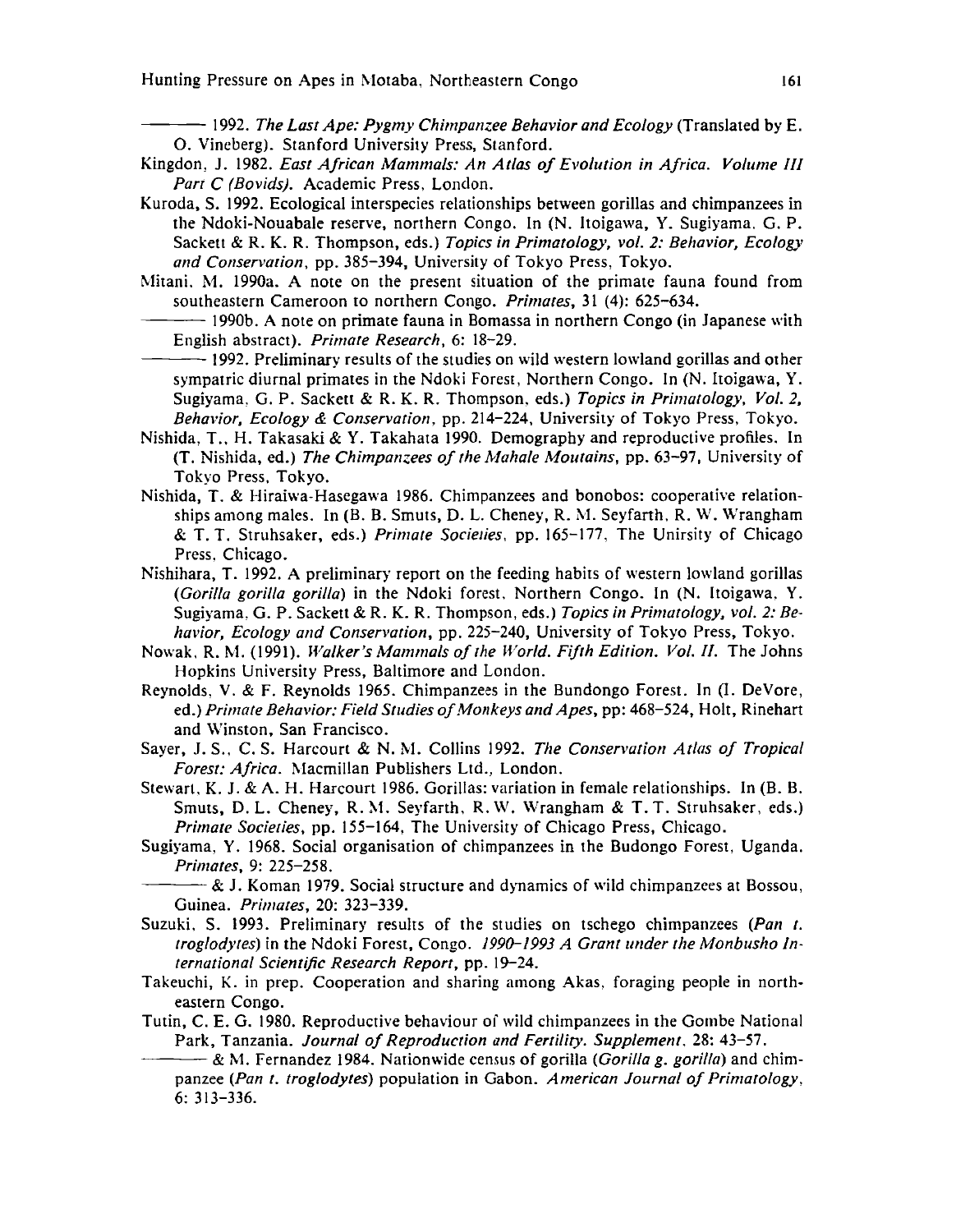——— 1992. *The Last Ape: Pygmy Chimpanzee Behavior and Ecology* (Translated by E. O. Vineberg). Stanford University Press, Stanford.

Kingdon, J. 1982. *East African Mammals: An Atlas of Evolution in Africa. Volume III Part C (Bovids)*. Academic Press, London.

Kuroda, S. 1992. Ecological interspecies relationships between gorillas and chimpanzees in the Ndoki-Nouabale reserve, northern Congo. In (N. Itoigawa, Y. Sugiyama, G. P. Sackett & R. K. R. Thompson, eds.) *Topics in Primatology, vol. 2: Behavior, Ecology and Conservation*, pp. 385–394, University of Tokyo Press, Tokyo.

Mitani, M. 1990a. A note on the present situation of the primate fauna found from southeastern Cameroon to northern Congo. *Primates*, 31 (4): 625–634.

——— 1990b. A note on primate fauna in Bomassa in northern Congo (in Japanese with English abstract). *Primate Research*, 6: 18–29.

——— 1992. Preliminary results of the studies on wild western lowland gorillas and other sympatric diurnal primates in the Ndoki Forest, Northern Congo. In (N. Itoigawa, Y. Sugiyama, G. P. Sackett & R. K. R. Thompson, eds.) *Topics in Primatology, Vol. 2, Behavior, Ecology & Conservation*, pp. 214–224, University of Tokyo Press, Tokyo.

Nishida, T., H. Takasaki & Y. Takahata 1990. Demography and reproductive profiles. In (T. Nishida, ed.) *The Chimpanzees of the Mahale Moutains*, pp. 63–97, University of Tokyo Press, Tokyo.

Nishida, T. & Hiraiwa-Hasegawa 1986. Chimpanzees and bonobos: cooperative relationships among males. In (B. B. Smuts, D. L. Cheney, R. M. Seyfarth, R. W. Wrangham & T. T. Struhsaker, eds.) *Primate Societies*, pp. 165–177, The Unirsity of Chicago Press, Chicago.

Nishihara, T. 1992. A preliminary report on the feeding habits of western lowland gorillas (*Gorilla gorilla gorilla*) in the Ndoki forest, Northern Congo. In (N. Itoigawa, Y. Sugiyama, G. P. Sackett & R. K. R. Thompson, eds.) *Topics in Primatology, vol. 2: Behavior, Ecology and Conservation*, pp. 225–240, University of Tokyo Press, Tokyo.

Nowak, R. M. (1991). *Walker's Mammals of the World. Fifth Edition. Vol. II.* The Johns Hopkins University Press, Baltimore and London.

Reynolds, V. & F. Reynolds 1965. Chimpanzees in the Bundongo Forest. In (I. DeVore, ed.) *Primate Behavior: Field Studies of Monkeys and Apes*, pp: 468–524, Holt, Rinehart and Winston, San Francisco.

Sayer, J. S., C. S. Harcourt & N. M. Collins 1992. *The Conservation Atlas of Tropical Forest: Africa*. Macmillan Publishers Ltd., London.

Stewart, K. J. & A. H. Harcourt 1986. Gorillas: variation in female relationships. In (B. B. Smuts, D. L. Cheney, R. M. Seyfarth, R. W. Wrangham & T. T. Struhsaker, eds.) *Primate Societies*, pp. 155–164, The University of Chicago Press, Chicago.

Sugiyama, Y. 1968. Social organisation of chimpanzees in the Budongo Forest, Uganda. *Primates*, 9: 225–258.

——— & J. Koman 1979. Social structure and dynamics of wild chimpanzees at Bossou, Guinea. *Primates*, 20: 323–339.

Suzuki, S. 1993. Preliminary results of the studies on tschego chimpanzees (*Pan t. troglodytes*) in the Ndoki Forest, Congo. *1990–1993 A Grant under the Monbusho International Scientific Research Report*, pp. 19–24.

Takeuchi, K. in prep. Cooperation and sharing among Akas, foraging people in northeastern Congo.

Tutin, C. E. G. 1980. Reproductive behaviour of wild chimpanzees in the Gombe National Park, Tanzania. *Journal of Reproduction and Fertility. Supplement*, 28: 43–57.

——— & M. Fernandez 1984. Nationwide census of gorilla (*Gorilla g. gorilla*) and chimpanzee (*Pan t. troglodytes*) population in Gabon. *American Journal of Primatology*, 6: 313–336.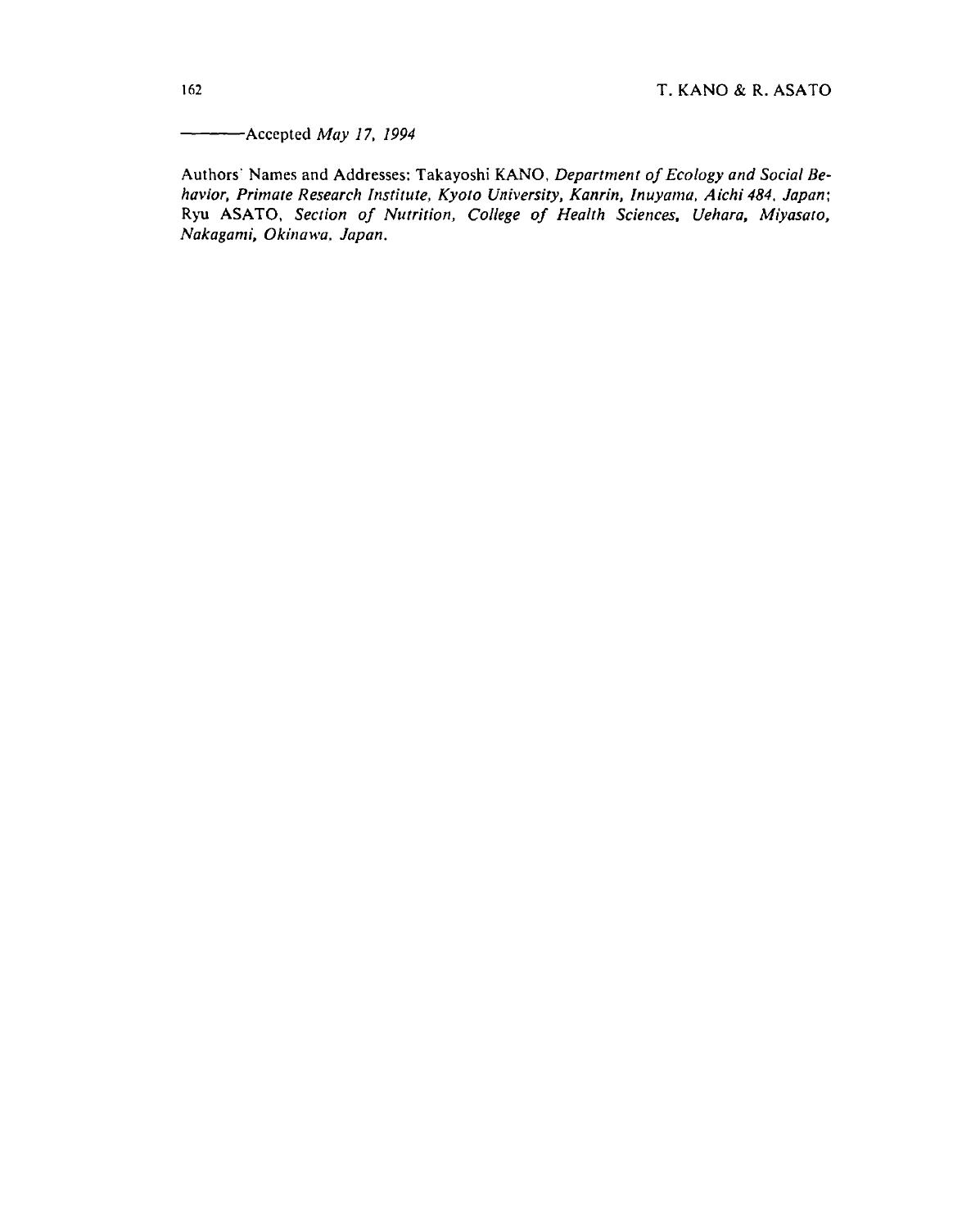———Accepted *May 17, 1994*

Authors' Names and Addresses: Takayoshi KANO, *Department of Ecology and Social Behavior, Primate Research Institute, Kyoto University, Kanrin, Inuyama, Aichi 484, Japan*; Ryu ASATO, *Section of Nutrition, College of Health Sciences, Uehara, Miyasato, Nakagami, Okinawa, Japan.*